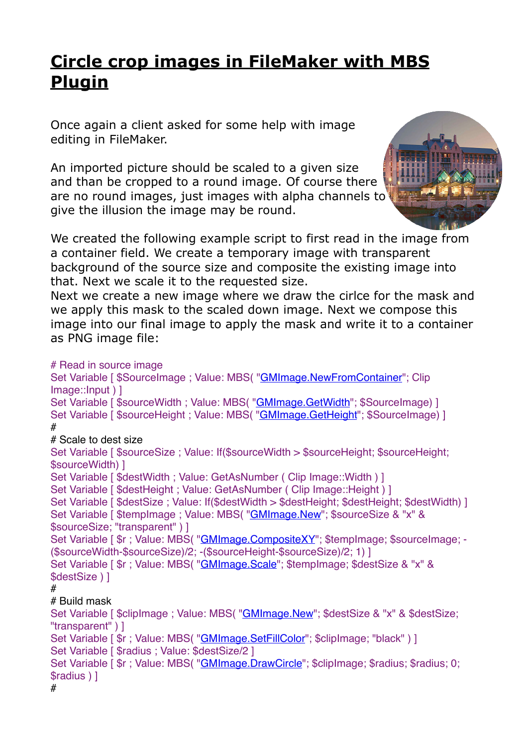# Circle crop images in FileMaker with MBS Plugin

Once again a client asked for some help with image editing in FileMaker.

An imported picture should be scaled to a given size and than be cropped to a round image. Of course there are no round images, just images with alpha channels to give the illusion the image may be round.

We created the following example script to first read in the image from a container field. We create a temporary image with transparent background of the source size and composite the existing image into that. Next we scale it to the requested size.
Next we create a new image where we draw the cirlce for the mask and we apply this mask to the scaled down image. Next we compose this image into our final image to apply the mask and write it to a container as PNG image file:

```
# Read in source image
Set Variable [ $SourceImage ; Value: MBS( "GMImage.NewFromContainer"; Clip Image::Input ) ]
Set Variable [ $sourceWidth ; Value: MBS( "GMImage.GetWidth"; $SourceImage) ]
Set Variable [ $sourceHeight ; Value: MBS( "GMImage.GetHeight"; $SourceImage) ]
#
# Scale to dest size
Set Variable [ $sourceSize ; Value: If($sourceWidth > $sourceHeight; $sourceHeight; $sourceWidth) ]
Set Variable [ $destWidth ; Value: GetAsNumber ( Clip Image::Width ) ]
Set Variable [ $destHeight ; Value: GetAsNumber ( Clip Image::Height ) ]
Set Variable [ $destSize ; Value: If($destWidth > $destHeight; $destHeight; $destWidth) ]
Set Variable [ $tempImage ; Value: MBS( "GMImage.New"; $sourceSize & "x" & $sourceSize; "transparent" ) ]
Set Variable [ $r ; Value: MBS( "GMImage.CompositeXY"; $tempImage; $sourceImage; -($sourceWidth-$sourceSize)/2; -($sourceHeight-$sourceSize)/2; 1) ]
Set Variable [ $r ; Value: MBS( "GMImage.Scale"; $tempImage; $destSize & "x" & $destSize ) ]
#
# Build mask
Set Variable [ $clipImage ; Value: MBS( "GMImage.New"; $destSize & "x" & $destSize; "transparent" ) ]
Set Variable [ $r ; Value: MBS( "GMImage.SetFillColor"; $clipImage; "black" ) ]
Set Variable [ $radius ; Value: $destSize/2 ]
Set Variable [ $r ; Value: MBS( "GMImage.DrawCircle"; $clipImage; $radius; $radius; 0; $radius ) ]
#
```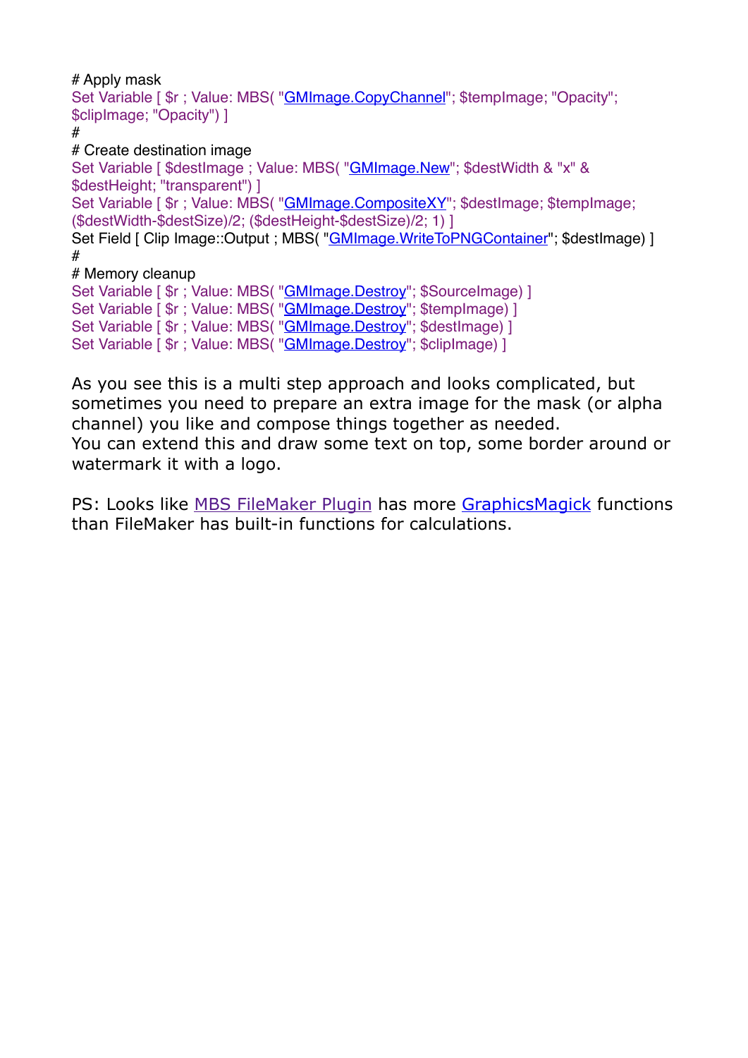```
# Apply mask
Set Variable [ $r ; Value: MBS( "GMImage.CopyChannel"; $tempImage; "Opacity"; $clipImage; "Opacity") ]
#
# Create destination image
Set Variable [ $destImage ; Value: MBS( "GMImage.New"; $destWidth & "x" & $destHeight; "transparent") ]
Set Variable [ $r ; Value: MBS( "GMImage.CompositeXY"; $destImage; $tempImage; ($destWidth-$destSize)/2; ($destHeight-$destSize)/2; 1) ]
Set Field [ Clip Image::Output ; MBS( "GMImage.WriteToPNGContainer"; $destImage) ]
#
# Memory cleanup
Set Variable [ $r ; Value: MBS( "GMImage.Destroy"; $SourceImage) ]
Set Variable [ $r ; Value: MBS( "GMImage.Destroy"; $tempImage) ]
Set Variable [ $r ; Value: MBS( "GMImage.Destroy"; $destImage) ]
Set Variable [ $r ; Value: MBS( "GMImage.Destroy"; $clipImage) ]
```

As you see this is a multi step approach and looks complicated, but sometimes you need to prepare an extra image for the mask (or alpha channel) you like and compose things together as needed.
You can extend this and draw some text on top, some border around or watermark it with a logo.

PS: Looks like MBS FileMaker Plugin has more GraphicsMagick functions than FileMaker has built-in functions for calculations.